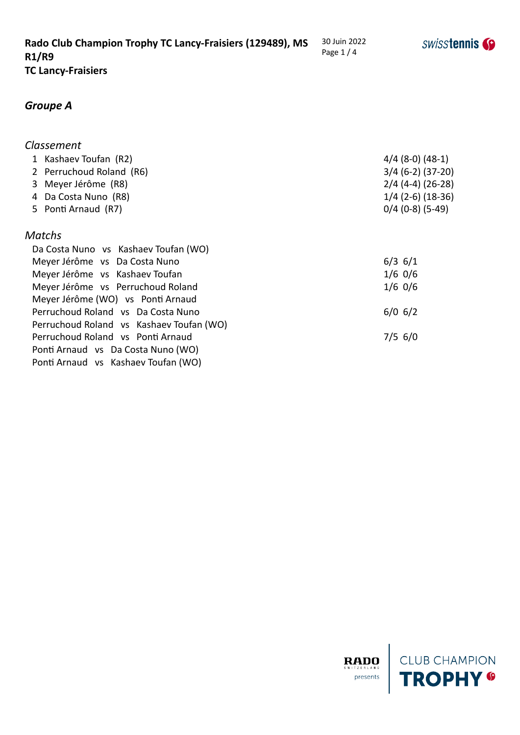**Rado Club Champion Trophy TC Lancy-Fraisiers (129489), MS R1/R9**
**TC Lancy-Fraisiers**

30 Juin 2022

## *Groupe A*

### *Classement*

| | Joueur | Résultat |
|---|---|---|
| 1 | Kashaev Toufan (R2) | 4/4 (8-0) (48-1) |
| 2 | Perruchoud Roland (R6) | 3/4 (6-2) (37-20) |
| 3 | Meyer Jérôme (R8) | 2/4 (4-4) (26-28) |
| 4 | Da Costa Nuno (R8) | 1/4 (2-6) (18-36) |
| 5 | Ponti Arnaud (R7) | 0/4 (0-8) (5-49) |

### *Matchs*

| Match | Score |
|---|---|
| Da Costa Nuno vs Kashaev Toufan (WO) | |
| Meyer Jérôme vs Da Costa Nuno | 6/3 6/1 |
| Meyer Jérôme vs Kashaev Toufan | 1/6 0/6 |
| Meyer Jérôme vs Perruchoud Roland | 1/6 0/6 |
| Meyer Jérôme (WO) vs Ponti Arnaud | |
| Perruchoud Roland vs Da Costa Nuno | 6/0 6/2 |
| Perruchoud Roland vs Kashaev Toufan (WO) | |
| Perruchoud Roland vs Ponti Arnaud | 7/5 6/0 |
| Ponti Arnaud vs Da Costa Nuno (WO) | |
| Ponti Arnaud vs Kashaev Toufan (WO) | |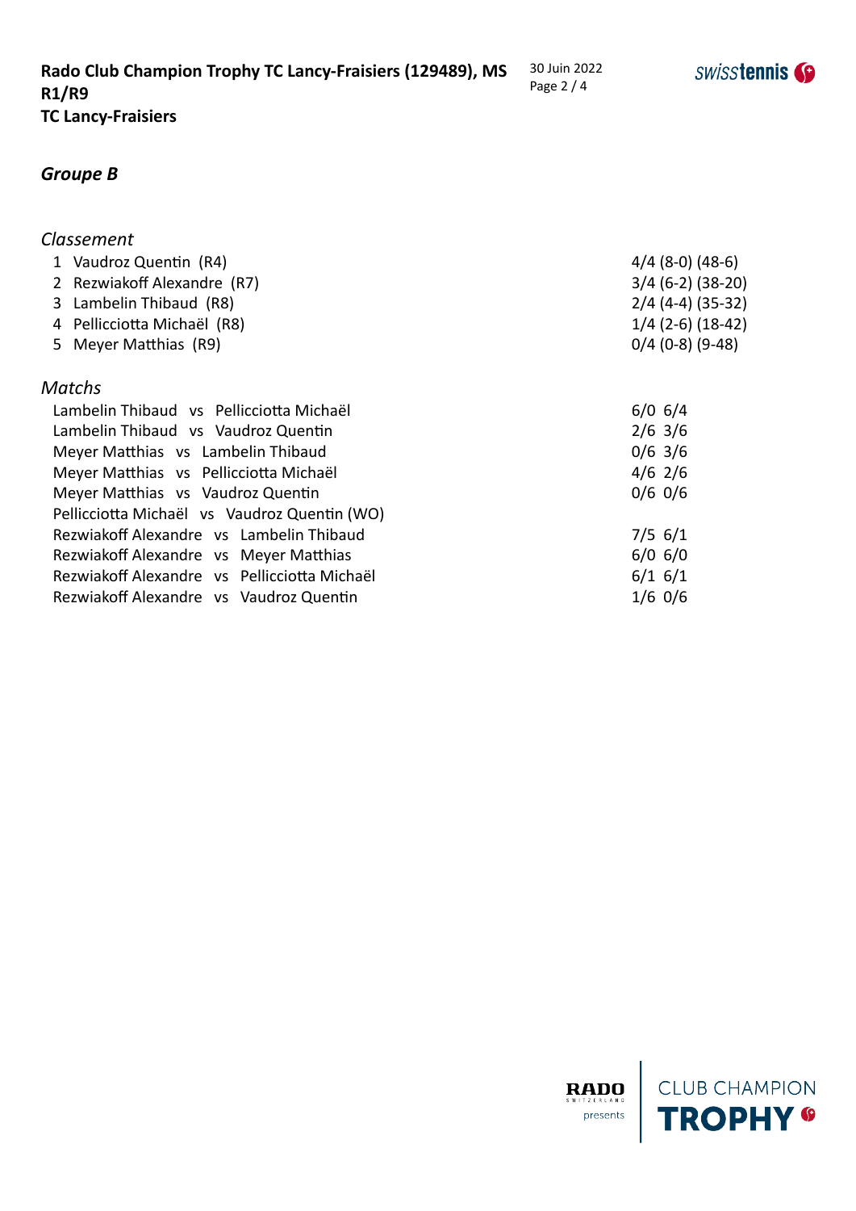## Groupe B

### *Classement*

| # | Joueur | Résultats |
|---|---|---|
| 1 | Vaudroz Quentin (R4) | 4/4 (8-0) (48-6) |
| 2 | Rezwiakoff Alexandre (R7) | 3/4 (6-2) (38-20) |
| 3 | Lambelin Thibaud (R8) | 2/4 (4-4) (35-32) |
| 4 | Pellicciotta Michaël (R8) | 1/4 (2-6) (18-42) |
| 5 | Meyer Matthias (R9) | 0/4 (0-8) (9-48) |

### *Matchs*

| Match | Score |
|---|---|
| Lambelin Thibaud vs Pellicciotta Michaël | 6/0 6/4 |
| Lambelin Thibaud vs Vaudroz Quentin | 2/6 3/6 |
| Meyer Matthias vs Lambelin Thibaud | 0/6 3/6 |
| Meyer Matthias vs Pellicciotta Michaël | 4/6 2/6 |
| Meyer Matthias vs Vaudroz Quentin | 0/6 0/6 |
| Pellicciotta Michaël vs Vaudroz Quentin (WO) | |
| Rezwiakoff Alexandre vs Lambelin Thibaud | 7/5 6/1 |
| Rezwiakoff Alexandre vs Meyer Matthias | 6/0 6/0 |
| Rezwiakoff Alexandre vs Pellicciotta Michaël | 6/1 6/1 |
| Rezwiakoff Alexandre vs Vaudroz Quentin | 1/6 0/6 |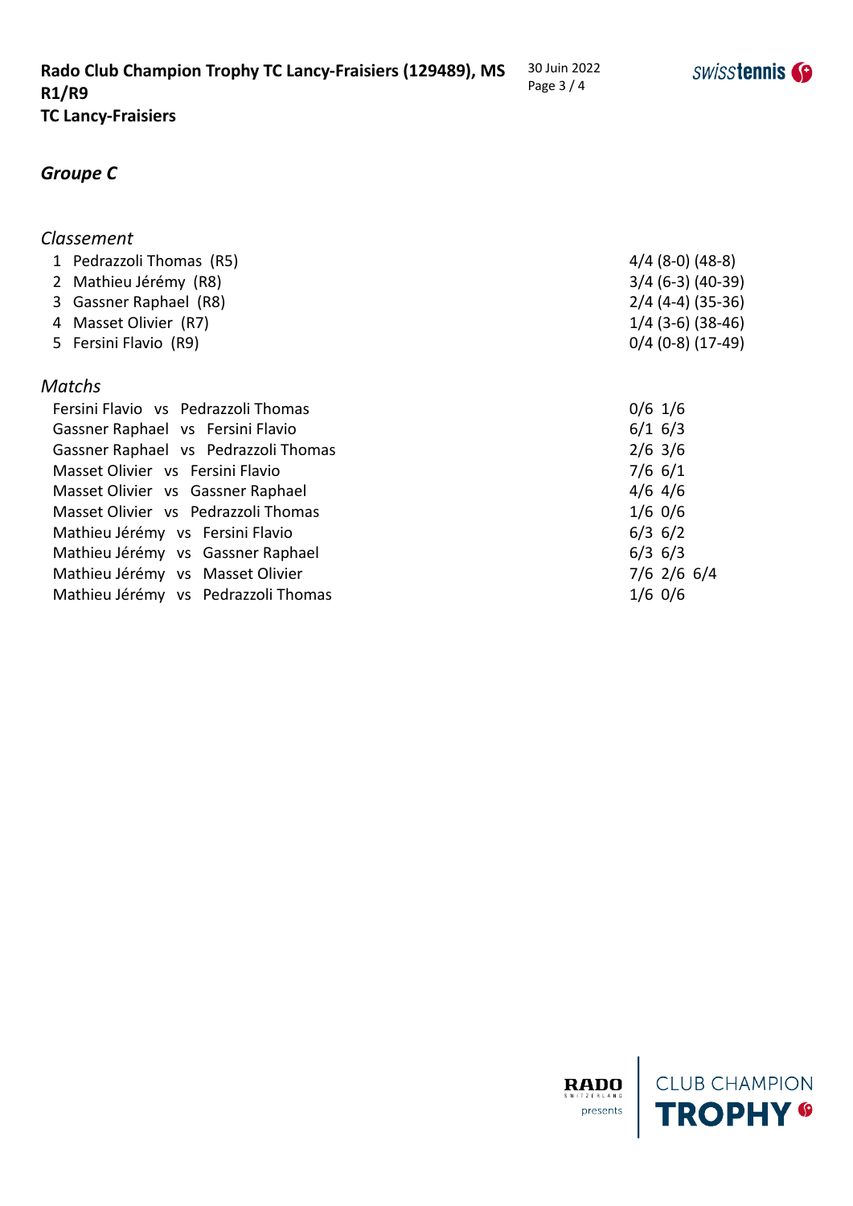## Groupe C

### *Classement*

| | | |
|---|---|---|
| 1 | Pedrazzoli Thomas (R5) | 4/4 (8-0) (48-8) |
| 2 | Mathieu Jérémy (R8) | 3/4 (6-3) (40-39) |
| 3 | Gassner Raphael (R8) | 2/4 (4-4) (35-36) |
| 4 | Masset Olivier (R7) | 1/4 (3-6) (38-46) |
| 5 | Fersini Flavio (R9) | 0/4 (0-8) (17-49) |

### *Matchs*

| | |
|---|---|
| Fersini Flavio vs Pedrazzoli Thomas | 0/6 1/6 |
| Gassner Raphael vs Fersini Flavio | 6/1 6/3 |
| Gassner Raphael vs Pedrazzoli Thomas | 2/6 3/6 |
| Masset Olivier vs Fersini Flavio | 7/6 6/1 |
| Masset Olivier vs Gassner Raphael | 4/6 4/6 |
| Masset Olivier vs Pedrazzoli Thomas | 1/6 0/6 |
| Mathieu Jérémy vs Fersini Flavio | 6/3 6/2 |
| Mathieu Jérémy vs Gassner Raphael | 6/3 6/3 |
| Mathieu Jérémy vs Masset Olivier | 7/6 2/6 6/4 |
| Mathieu Jérémy vs Pedrazzoli Thomas | 1/6 0/6 |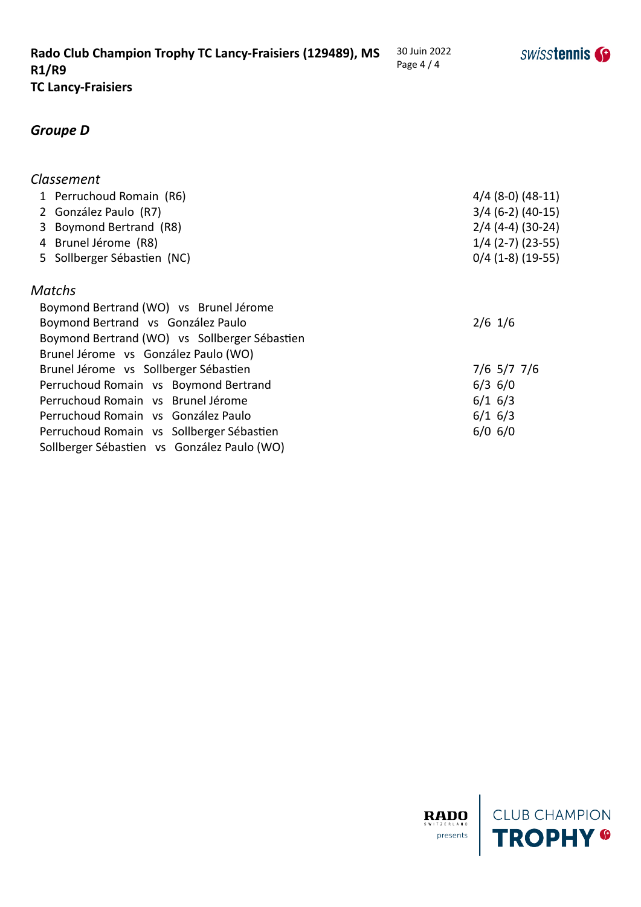## Groupe D

### *Classement*

| | | |
|---|---|---|
| 1 | Perruchoud Romain (R6) | 4/4 (8-0) (48-11) |
| 2 | González Paulo (R7) | 3/4 (6-2) (40-15) |
| 3 | Boymond Bertrand (R8) | 2/4 (4-4) (30-24) |
| 4 | Brunel Jérome (R8) | 1/4 (2-7) (23-55) |
| 5 | Sollberger Sébastien (NC) | 0/4 (1-8) (19-55) |

### *Matchs*

| | |
|---|---|
| Boymond Bertrand (WO) vs Brunel Jérome | |
| Boymond Bertrand vs González Paulo | 2/6 1/6 |
| Boymond Bertrand (WO) vs Sollberger Sébastien | |
| Brunel Jérome vs González Paulo (WO) | |
| Brunel Jérome vs Sollberger Sébastien | 7/6 5/7 7/6 |
| Perruchoud Romain vs Boymond Bertrand | 6/3 6/0 |
| Perruchoud Romain vs Brunel Jérome | 6/1 6/3 |
| Perruchoud Romain vs González Paulo | 6/1 6/3 |
| Perruchoud Romain vs Sollberger Sébastien | 6/0 6/0 |
| Sollberger Sébastien vs González Paulo (WO) | |